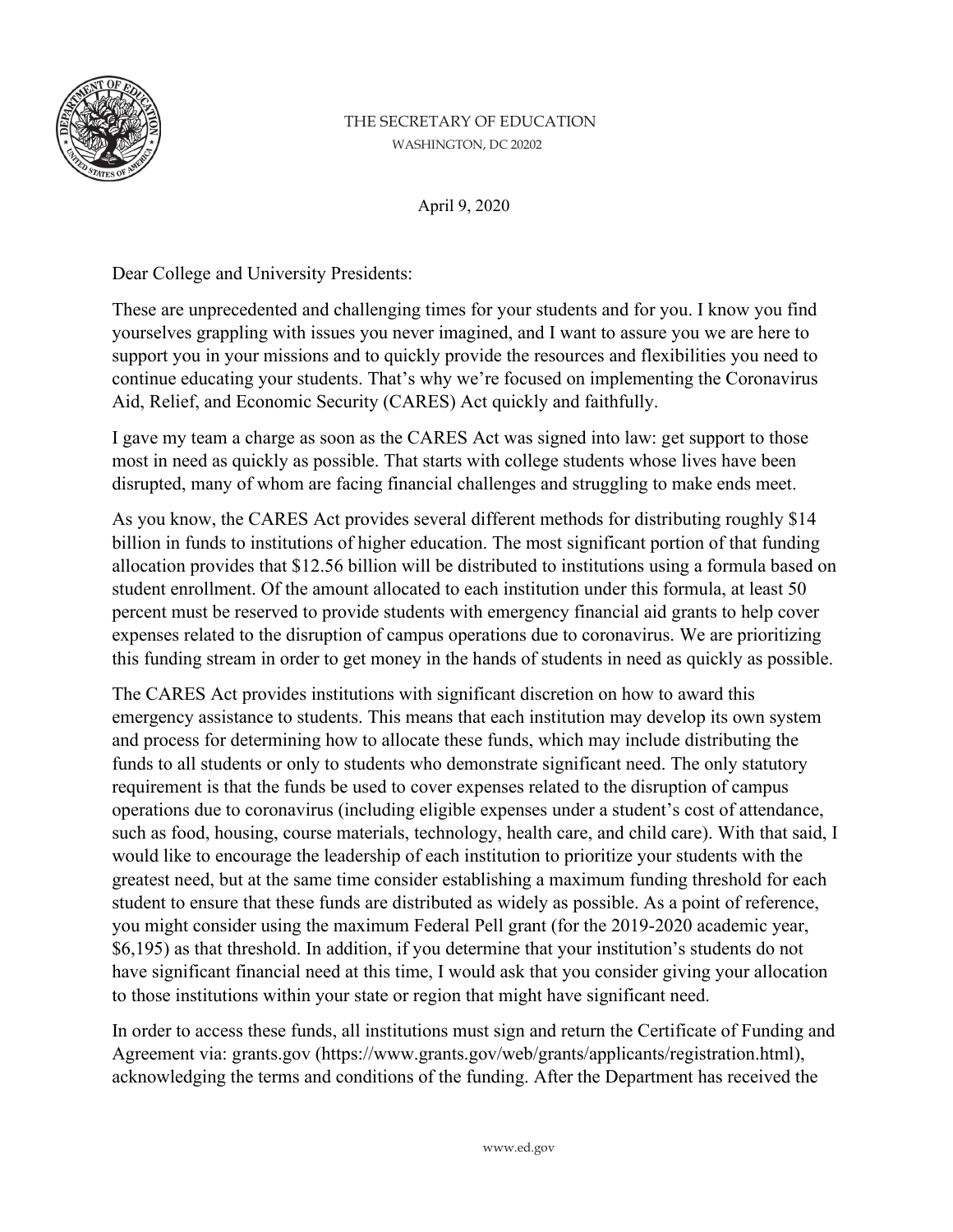THE SECRETARY OF EDUCATION
WASHINGTON, DC 20202

April 9, 2020

Dear College and University Presidents:

These are unprecedented and challenging times for your students and for you. I know you find yourselves grappling with issues you never imagined, and I want to assure you we are here to support you in your missions and to quickly provide the resources and flexibilities you need to continue educating your students. That's why we're focused on implementing the Coronavirus Aid, Relief, and Economic Security (CARES) Act quickly and faithfully.

I gave my team a charge as soon as the CARES Act was signed into law: get support to those most in need as quickly as possible. That starts with college students whose lives have been disrupted, many of whom are facing financial challenges and struggling to make ends meet.

As you know, the CARES Act provides several different methods for distributing roughly $14 billion in funds to institutions of higher education. The most significant portion of that funding allocation provides that $12.56 billion will be distributed to institutions using a formula based on student enrollment. Of the amount allocated to each institution under this formula, at least 50 percent must be reserved to provide students with emergency financial aid grants to help cover expenses related to the disruption of campus operations due to coronavirus. We are prioritizing this funding stream in order to get money in the hands of students in need as quickly as possible.

The CARES Act provides institutions with significant discretion on how to award this emergency assistance to students. This means that each institution may develop its own system and process for determining how to allocate these funds, which may include distributing the funds to all students or only to students who demonstrate significant need. The only statutory requirement is that the funds be used to cover expenses related to the disruption of campus operations due to coronavirus (including eligible expenses under a student's cost of attendance, such as food, housing, course materials, technology, health care, and child care). With that said, I would like to encourage the leadership of each institution to prioritize your students with the greatest need, but at the same time consider establishing a maximum funding threshold for each student to ensure that these funds are distributed as widely as possible. As a point of reference, you might consider using the maximum Federal Pell grant (for the 2019-2020 academic year, $6,195) as that threshold. In addition, if you determine that your institution's students do not have significant financial need at this time, I would ask that you consider giving your allocation to those institutions within your state or region that might have significant need.

In order to access these funds, all institutions must sign and return the Certificate of Funding and Agreement via: grants.gov (https://www.grants.gov/web/grants/applicants/registration.html), acknowledging the terms and conditions of the funding. After the Department has received the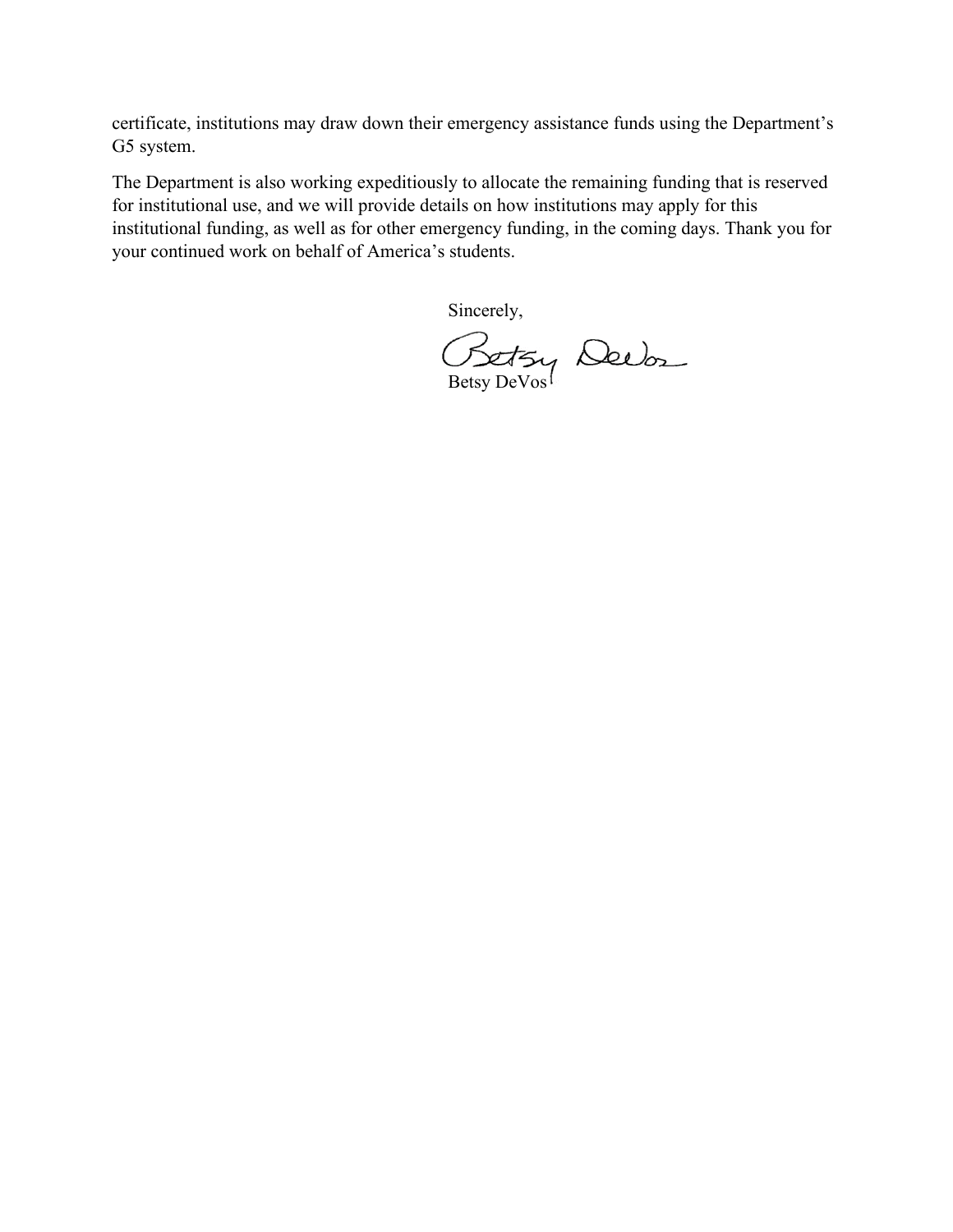certificate, institutions may draw down their emergency assistance funds using the Department's G5 system.

The Department is also working expeditiously to allocate the remaining funding that is reserved for institutional use, and we will provide details on how institutions may apply for this institutional funding, as well as for other emergency funding, in the coming days. Thank you for your continued work on behalf of America's students.

Sincerely,

Betsy DeVos